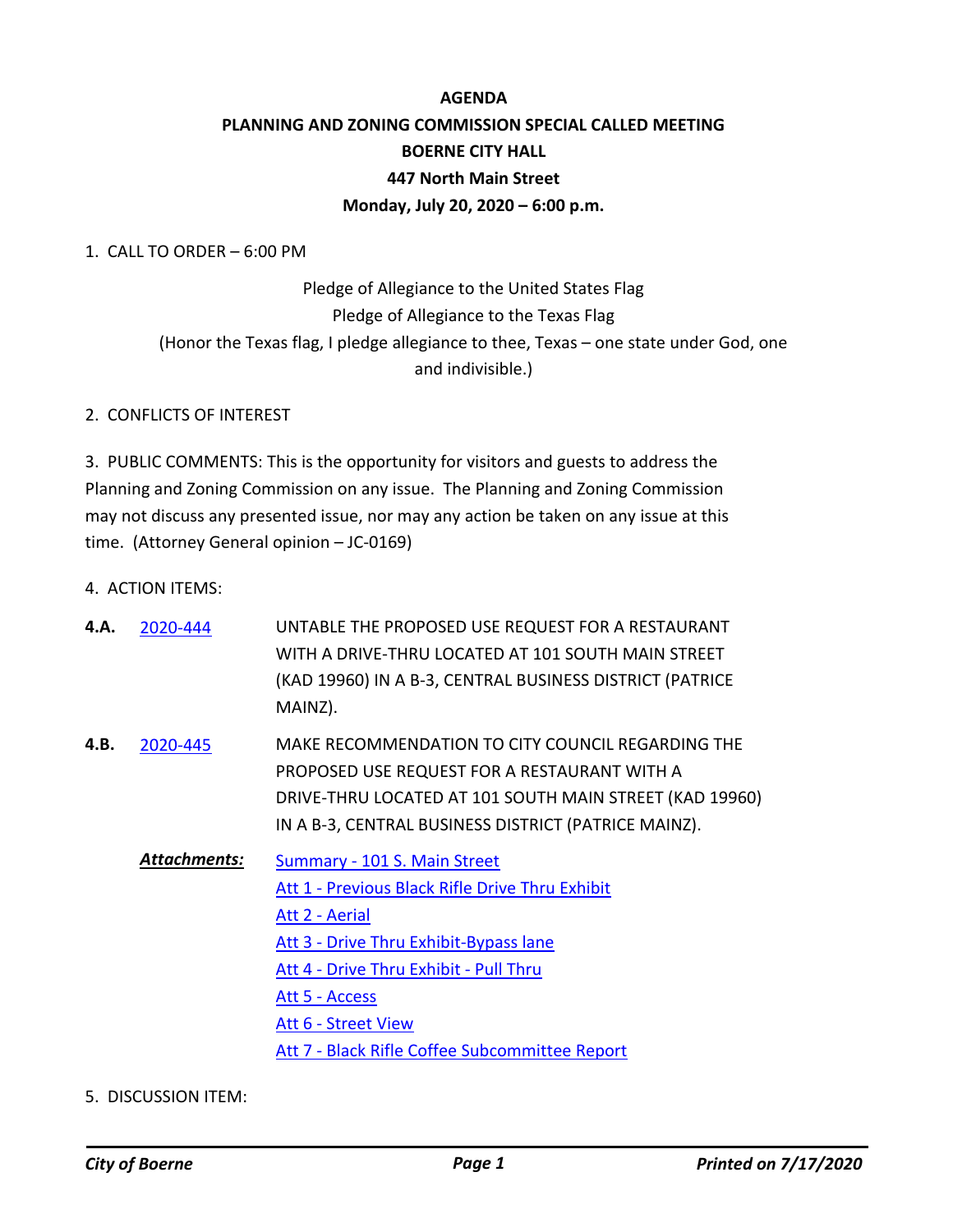# AGENDA

## PLANNING AND ZONING COMMISSION SPECIAL CALLED MEETING

**BOERNE CITY HALL**

**447 North Main Street**

**Monday, July 20, 2020 – 6:00 p.m.**

1. CALL TO ORDER – 6:00 PM

Pledge of Allegiance to the United States Flag

Pledge of Allegiance to the Texas Flag

(Honor the Texas flag, I pledge allegiance to thee, Texas – one state under God, one and indivisible.)

2. CONFLICTS OF INTEREST

3. PUBLIC COMMENTS: This is the opportunity for visitors and guests to address the Planning and Zoning Commission on any issue. The Planning and Zoning Commission may not discuss any presented issue, nor may any action be taken on any issue at this time. (Attorney General opinion – JC-0169)

4. ACTION ITEMS:

**4.A.** 2020-444 UNTABLE THE PROPOSED USE REQUEST FOR A RESTAURANT WITH A DRIVE-THRU LOCATED AT 101 SOUTH MAIN STREET (KAD 19960) IN A B-3, CENTRAL BUSINESS DISTRICT (PATRICE MAINZ).

**4.B.** 2020-445 MAKE RECOMMENDATION TO CITY COUNCIL REGARDING THE PROPOSED USE REQUEST FOR A RESTAURANT WITH A DRIVE-THRU LOCATED AT 101 SOUTH MAIN STREET (KAD 19960) IN A B-3, CENTRAL BUSINESS DISTRICT (PATRICE MAINZ).

***Attachments:***
- Summary - 101 S. Main Street
- Att 1 - Previous Black Rifle Drive Thru Exhibit
- Att 2 - Aerial
- Att 3 - Drive Thru Exhibit-Bypass lane
- Att 4 - Drive Thru Exhibit - Pull Thru
- Att 5 - Access
- Att 6 - Street View
- Att 7 - Black Rifle Coffee Subcommittee Report

5. DISCUSSION ITEM: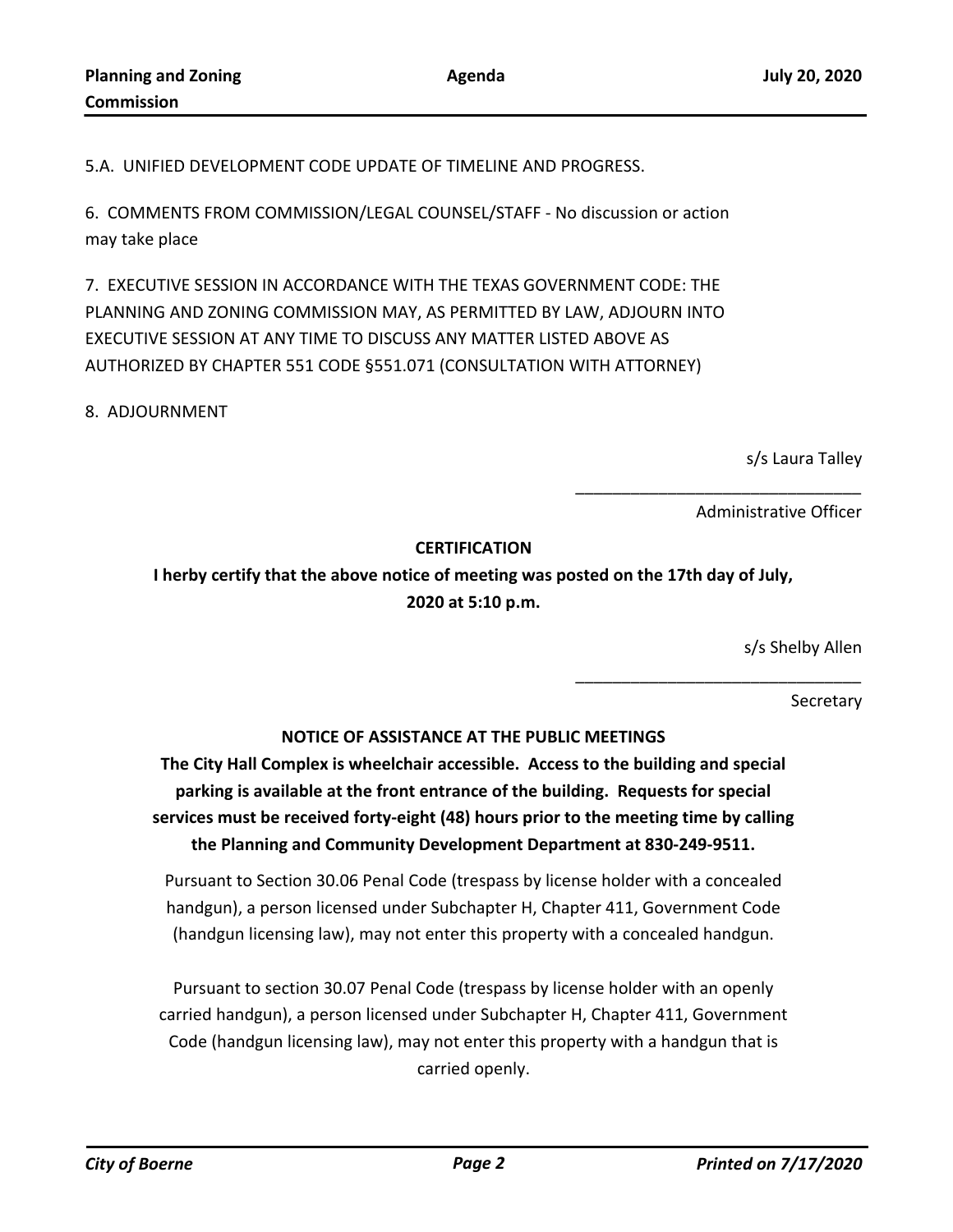5.A. UNIFIED DEVELOPMENT CODE UPDATE OF TIMELINE AND PROGRESS.

6. COMMENTS FROM COMMISSION/LEGAL COUNSEL/STAFF - No discussion or action may take place

7. EXECUTIVE SESSION IN ACCORDANCE WITH THE TEXAS GOVERNMENT CODE: THE PLANNING AND ZONING COMMISSION MAY, AS PERMITTED BY LAW, ADJOURN INTO EXECUTIVE SESSION AT ANY TIME TO DISCUSS ANY MATTER LISTED ABOVE AS AUTHORIZED BY CHAPTER 551 CODE §551.071 (CONSULTATION WITH ATTORNEY)

8. ADJOURNMENT

s/s Laura Talley

_______________________________

Administrative Officer

**CERTIFICATION**

**I herby certify that the above notice of meeting was posted on the 17th day of July, 2020 at 5:10 p.m.**

s/s Shelby Allen

_______________________________

Secretary

**NOTICE OF ASSISTANCE AT THE PUBLIC MEETINGS**

**The City Hall Complex is wheelchair accessible. Access to the building and special parking is available at the front entrance of the building. Requests for special services must be received forty-eight (48) hours prior to the meeting time by calling the Planning and Community Development Department at 830-249-9511.**

Pursuant to Section 30.06 Penal Code (trespass by license holder with a concealed handgun), a person licensed under Subchapter H, Chapter 411, Government Code (handgun licensing law), may not enter this property with a concealed handgun.

Pursuant to section 30.07 Penal Code (trespass by license holder with an openly carried handgun), a person licensed under Subchapter H, Chapter 411, Government Code (handgun licensing law), may not enter this property with a handgun that is carried openly.